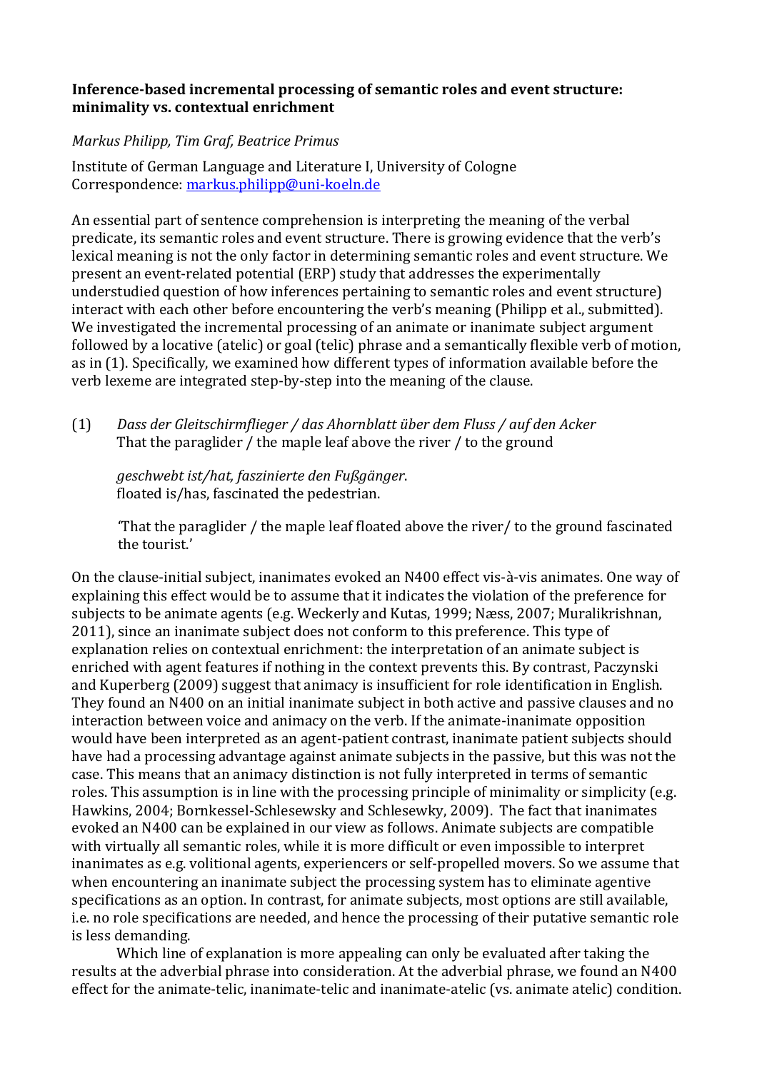**Inference-based incremental processing of semantic roles and event structure: minimality vs. contextual enrichment**

*Markus Philipp, Tim Graf, Beatrice Primus*

Institute of German Language and Literature I, University of Cologne
Correspondence: markus.philipp@uni-koeln.de

An essential part of sentence comprehension is interpreting the meaning of the verbal predicate, its semantic roles and event structure. There is growing evidence that the verb's lexical meaning is not the only factor in determining semantic roles and event structure. We present an event-related potential (ERP) study that addresses the experimentally understudied question of how inferences pertaining to semantic roles and event structure) interact with each other before encountering the verb's meaning (Philipp et al., submitted). We investigated the incremental processing of an animate or inanimate subject argument followed by a locative (atelic) or goal (telic) phrase and a semantically flexible verb of motion, as in (1). Specifically, we examined how different types of information available before the verb lexeme are integrated step-by-step into the meaning of the clause.

(1) *Dass der Gleitschirmflieger / das Ahornblatt über dem Fluss / auf den Acker*
That the paraglider / the maple leaf above the river / to the ground

*geschwebt ist/hat, faszinierte den Fußgänger.*
floated is/has, fascinated the pedestrian.

'That the paraglider / the maple leaf floated above the river/ to the ground fascinated the tourist.'

On the clause-initial subject, inanimates evoked an N400 effect vis-à-vis animates. One way of explaining this effect would be to assume that it indicates the violation of the preference for subjects to be animate agents (e.g. Weckerly and Kutas, 1999; Næss, 2007; Muralikrishnan, 2011), since an inanimate subject does not conform to this preference. This type of explanation relies on contextual enrichment: the interpretation of an animate subject is enriched with agent features if nothing in the context prevents this. By contrast, Paczynski and Kuperberg (2009) suggest that animacy is insufficient for role identification in English. They found an N400 on an initial inanimate subject in both active and passive clauses and no interaction between voice and animacy on the verb. If the animate-inanimate opposition would have been interpreted as an agent-patient contrast, inanimate patient subjects should have had a processing advantage against animate subjects in the passive, but this was not the case. This means that an animacy distinction is not fully interpreted in terms of semantic roles. This assumption is in line with the processing principle of minimality or simplicity (e.g. Hawkins, 2004; Bornkessel-Schlesewsky and Schlesewky, 2009). The fact that inanimates evoked an N400 can be explained in our view as follows. Animate subjects are compatible with virtually all semantic roles, while it is more difficult or even impossible to interpret inanimates as e.g. volitional agents, experiencers or self-propelled movers. So we assume that when encountering an inanimate subject the processing system has to eliminate agentive specifications as an option. In contrast, for animate subjects, most options are still available, i.e. no role specifications are needed, and hence the processing of their putative semantic role is less demanding.

Which line of explanation is more appealing can only be evaluated after taking the results at the adverbial phrase into consideration. At the adverbial phrase, we found an N400 effect for the animate-telic, inanimate-telic and inanimate-atelic (vs. animate atelic) condition.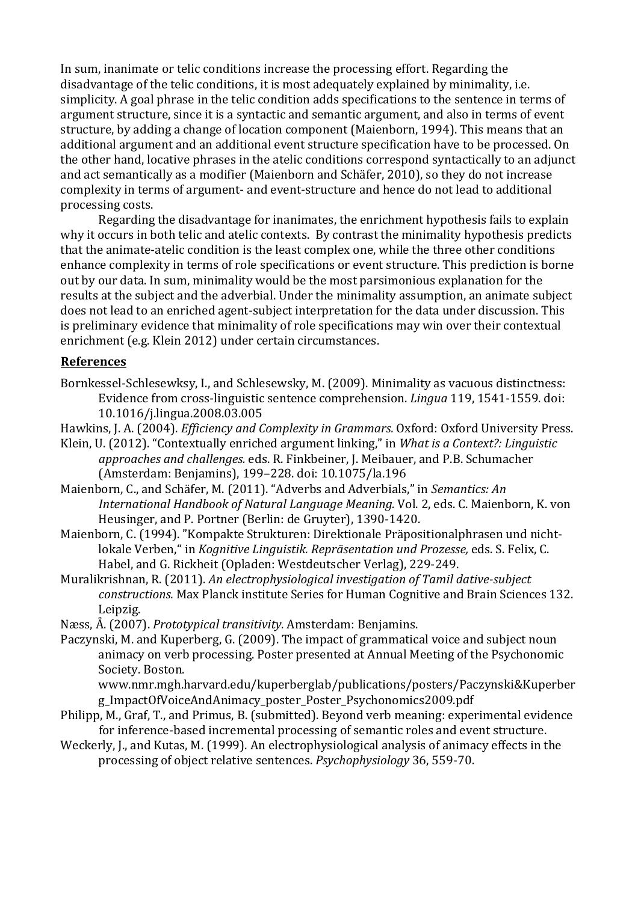In sum, inanimate or telic conditions increase the processing effort. Regarding the disadvantage of the telic conditions, it is most adequately explained by minimality, i.e. simplicity. A goal phrase in the telic condition adds specifications to the sentence in terms of argument structure, since it is a syntactic and semantic argument, and also in terms of event structure, by adding a change of location component (Maienborn, 1994). This means that an additional argument and an additional event structure specification have to be processed. On the other hand, locative phrases in the atelic conditions correspond syntactically to an adjunct and act semantically as a modifier (Maienborn and Schäfer, 2010), so they do not increase complexity in terms of argument- and event-structure and hence do not lead to additional processing costs.

Regarding the disadvantage for inanimates, the enrichment hypothesis fails to explain why it occurs in both telic and atelic contexts. By contrast the minimality hypothesis predicts that the animate-atelic condition is the least complex one, while the three other conditions enhance complexity in terms of role specifications or event structure. This prediction is borne out by our data. In sum, minimality would be the most parsimonious explanation for the results at the subject and the adverbial. Under the minimality assumption, an animate subject does not lead to an enriched agent-subject interpretation for the data under discussion. This is preliminary evidence that minimality of role specifications may win over their contextual enrichment (e.g. Klein 2012) under certain circumstances.

**References**

Bornkessel-Schlesewksy, I., and Schlesewsky, M. (2009). Minimality as vacuous distinctness: Evidence from cross-linguistic sentence comprehension. *Lingua* 119, 1541-1559. doi: 10.1016/j.lingua.2008.03.005

Hawkins, J. A. (2004). *Efficiency and Complexity in Grammars.* Oxford: Oxford University Press.

Klein, U. (2012). "Contextually enriched argument linking," in *What is a Context?: Linguistic approaches and challenges.* eds. R. Finkbeiner, J. Meibauer, and P.B. Schumacher (Amsterdam: Benjamins), 199–228. doi: 10.1075/la.196

Maienborn, C., and Schäfer, M. (2011). "Adverbs and Adverbials," in *Semantics: An International Handbook of Natural Language Meaning.* Vol. 2, eds. C. Maienborn, K. von Heusinger, and P. Portner (Berlin: de Gruyter), 1390-1420.

Maienborn, C. (1994). "Kompakte Strukturen: Direktionale Präpositionalphrasen und nicht-lokale Verben," in *Kognitive Linguistik. Repräsentation und Prozesse,* eds. S. Felix, C. Habel, and G. Rickheit (Opladen: Westdeutscher Verlag), 229-249.

Muralikrishnan, R. (2011). *An electrophysiological investigation of Tamil dative-subject constructions.* Max Planck institute Series for Human Cognitive and Brain Sciences 132. Leipzig.

Næss, Å. (2007). *Prototypical transitivity*. Amsterdam: Benjamins.

Paczynski, M. and Kuperberg, G. (2009). The impact of grammatical voice and subject noun animacy on verb processing. Poster presented at Annual Meeting of the Psychonomic Society. Boston. www.nmr.mgh.harvard.edu/kuperberglab/publications/posters/Paczynski&Kuperberg_ImpactOfVoiceAndAnimacy_poster_Poster_Psychonomics2009.pdf

Philipp, M., Graf, T., and Primus, B. (submitted). Beyond verb meaning: experimental evidence for inference-based incremental processing of semantic roles and event structure.

Weckerly, J., and Kutas, M. (1999). An electrophysiological analysis of animacy effects in the processing of object relative sentences. *Psychophysiology* 36, 559-70.